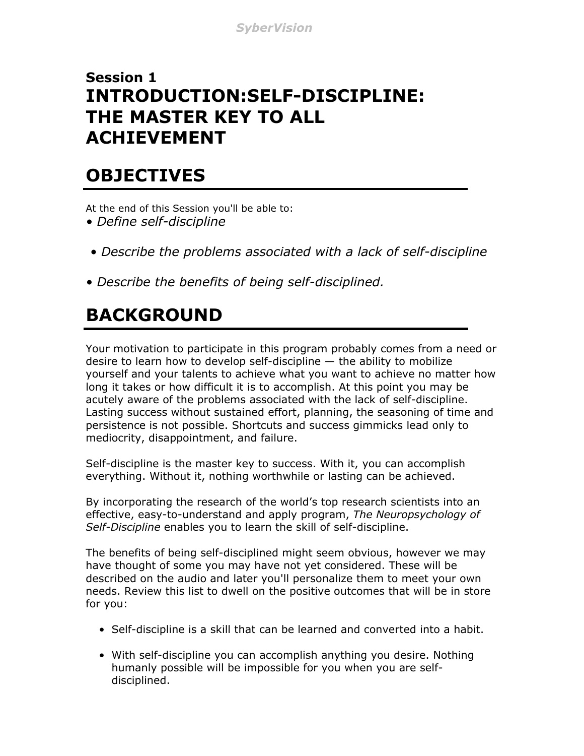## Session 1

# INTRODUCTION:SELF-DISCIPLINE: THE MASTER KEY TO ALL ACHIEVEMENT

## OBJECTIVES

At the end of this Session you'll be able to:

- *Define self-discipline*
- *Describe the problems associated with a lack of self-discipline*
- *Describe the benefits of being self-disciplined.*

## BACKGROUND

Your motivation to participate in this program probably comes from a need or desire to learn how to develop self-discipline — the ability to mobilize yourself and your talents to achieve what you want to achieve no matter how long it takes or how difficult it is to accomplish. At this point you may be acutely aware of the problems associated with the lack of self-discipline. Lasting success without sustained effort, planning, the seasoning of time and persistence is not possible. Shortcuts and success gimmicks lead only to mediocrity, disappointment, and failure.

Self-discipline is the master key to success. With it, you can accomplish everything. Without it, nothing worthwhile or lasting can be achieved.

By incorporating the research of the world's top research scientists into an effective, easy-to-understand and apply program, *The Neuropsychology of Self-Discipline* enables you to learn the skill of self-discipline.

The benefits of being self-disciplined might seem obvious, however we may have thought of some you may have not yet considered. These will be described on the audio and later you'll personalize them to meet your own needs. Review this list to dwell on the positive outcomes that will be in store for you:

- Self-discipline is a skill that can be learned and converted into a habit.
- With self-discipline you can accomplish anything you desire. Nothing humanly possible will be impossible for you when you are self-disciplined.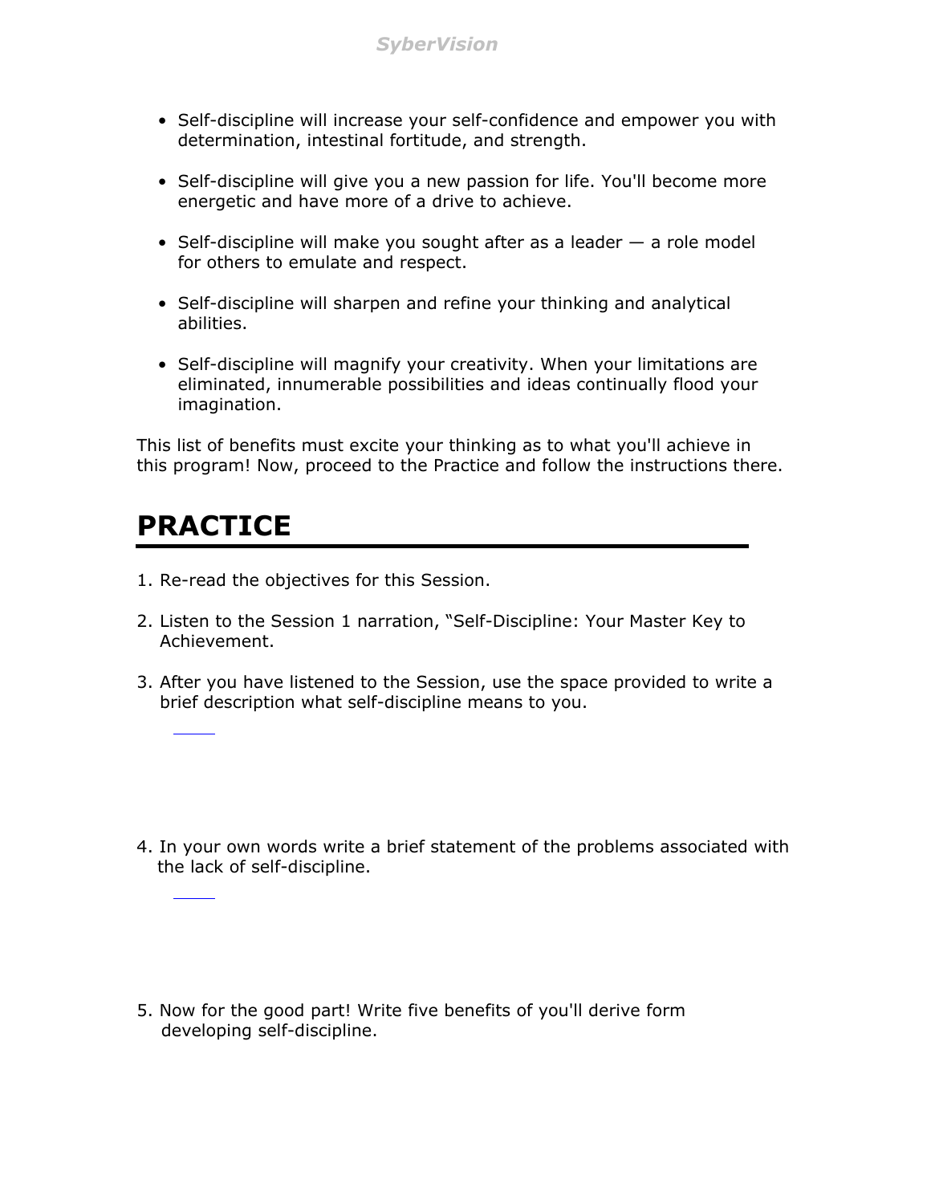- Self-discipline will increase your self-confidence and empower you with determination, intestinal fortitude, and strength.

- Self-discipline will give you a new passion for life. You'll become more energetic and have more of a drive to achieve.

- Self-discipline will make you sought after as a leader — a role model for others to emulate and respect.

- Self-discipline will sharpen and refine your thinking and analytical abilities.

- Self-discipline will magnify your creativity. When your limitations are eliminated, innumerable possibilities and ideas continually flood your imagination.

This list of benefits must excite your thinking as to what you'll achieve in this program! Now, proceed to the Practice and follow the instructions there.

## PRACTICE

1. Re-read the objectives for this Session.

2. Listen to the Session 1 narration, “Self-Discipline: Your Master Key to Achievement.

3. After you have listened to the Session, use the space provided to write a brief description what self-discipline means to you.

4. In your own words write a brief statement of the problems associated with the lack of self-discipline.

5. Now for the good part! Write five benefits of you'll derive form developing self-discipline.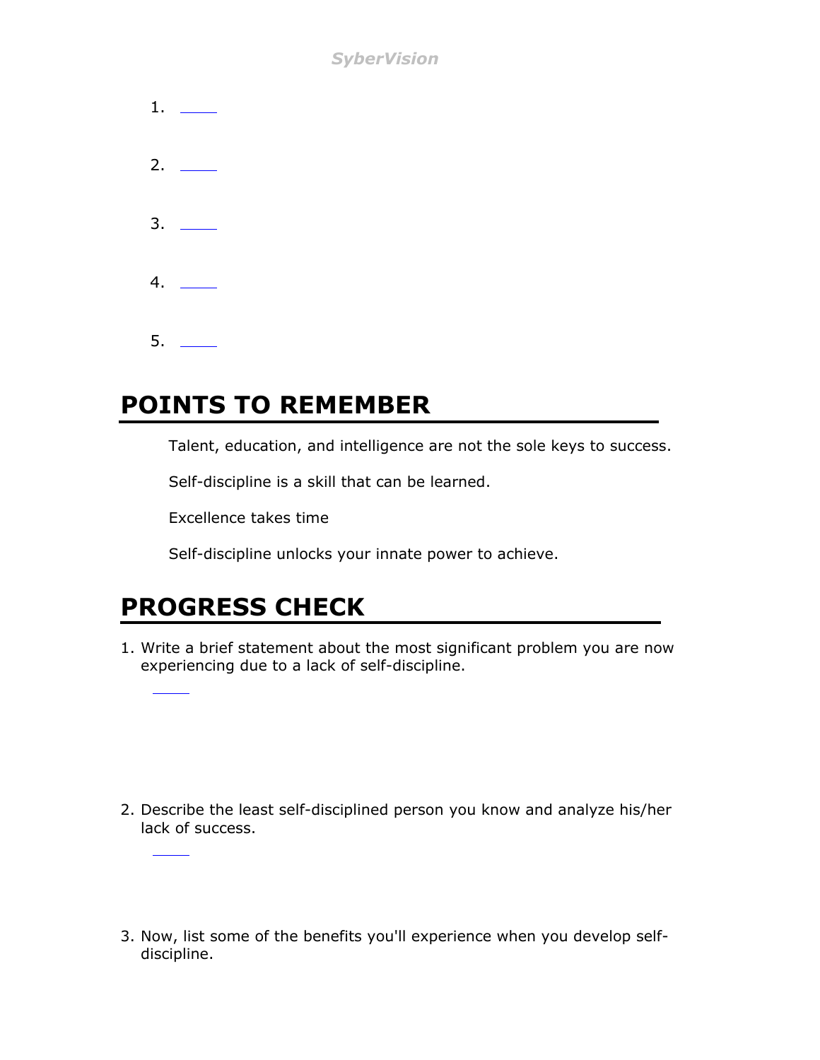1. \_\_\_\_\_

2. \_\_\_\_\_

3. \_\_\_\_\_

4. \_\_\_\_\_

5. \_\_\_\_\_

## POINTS TO REMEMBER

Talent, education, and intelligence are not the sole keys to success.

Self-discipline is a skill that can be learned.

Excellence takes time

Self-discipline unlocks your innate power to achieve.

## PROGRESS CHECK

1. Write a brief statement about the most significant problem you are now experiencing due to a lack of self-discipline.

   \_\_\_\_\_

2. Describe the least self-disciplined person you know and analyze his/her lack of success.

   \_\_\_\_\_

3. Now, list some of the benefits you'll experience when you develop self-discipline.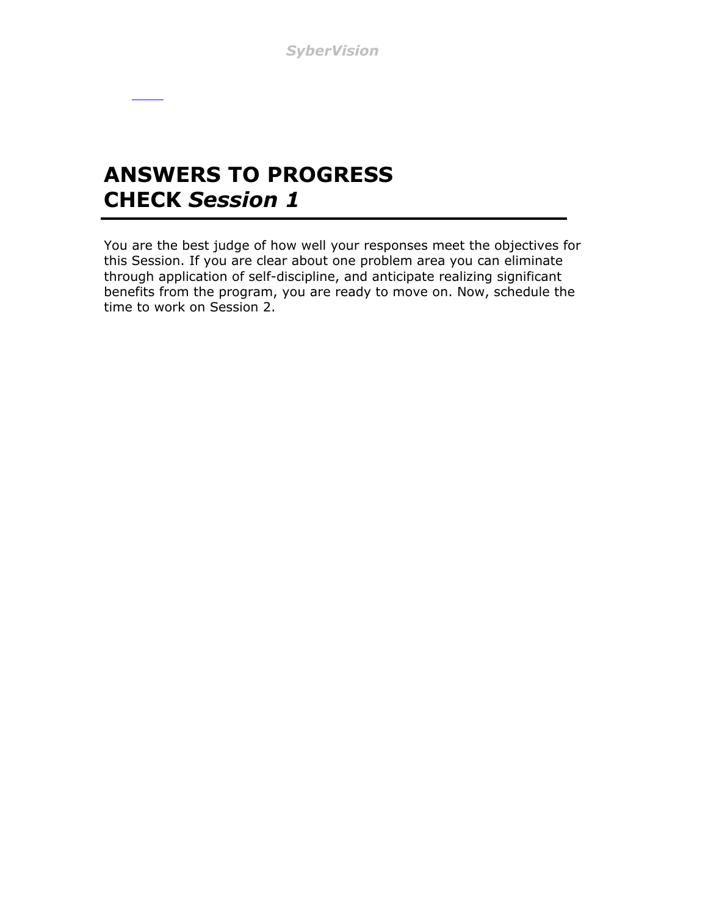# ANSWERS TO PROGRESS CHECK *Session 1*

You are the best judge of how well your responses meet the objectives for this Session. If you are clear about one problem area you can eliminate through application of self-discipline, and anticipate realizing significant benefits from the program, you are ready to move on. Now, schedule the time to work on Session 2.